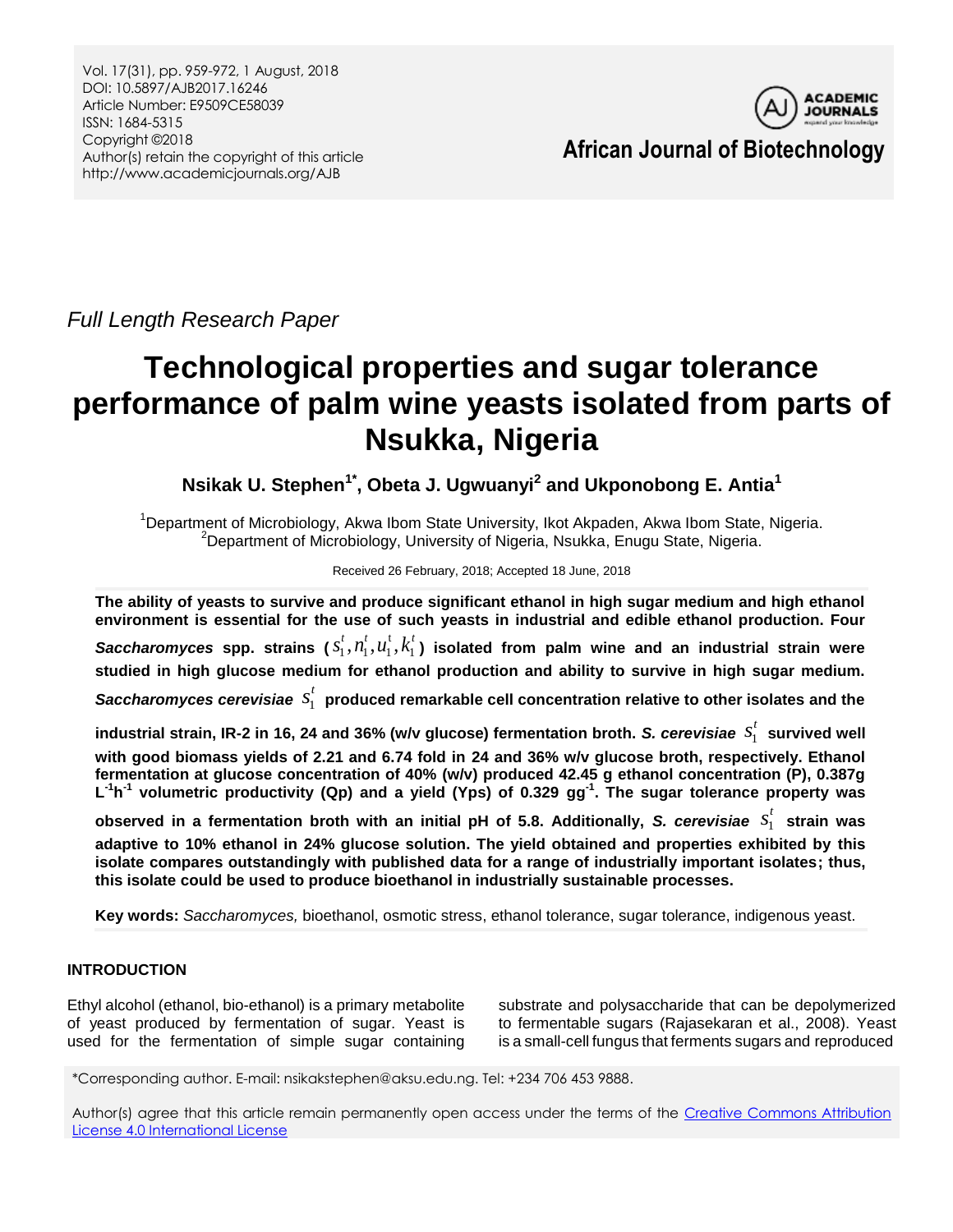Full Length Research Paper

# Technological properties and sugar tolerance performance of palm wine yeasts isolated from parts of Nsukka, Nigeria

**Nsikak U. Stephen[1*], Obeta J. Ugwuanyi[2] and Ukponobong E. Antia[1]**

[1]Department of Microbiology, Akwa Ibom State University, Ikot Akpaden, Akwa Ibom State, Nigeria.
[2]Department of Microbiology, University of Nigeria, Nsukka, Enugu State, Nigeria.

Received 26 February, 2018; Accepted 18 June, 2018

**The ability of yeasts to survive and produce significant ethanol in high sugar medium and high ethanol environment is essential for the use of such yeasts in industrial and edible ethanol production. Four *Saccharomyces* spp. strains ($s_1^t, n_1^t, u_1^t, k_1^t$) isolated from palm wine and an industrial strain were studied in high glucose medium for ethanol production and ability to survive in high sugar medium. *Saccharomyces cerevisiae* $s_1^t$ produced remarkable cell concentration relative to other isolates and the industrial strain, IR-2 in 16, 24 and 36% (w/v glucose) fermentation broth. *S. cerevisiae* $s_1^t$ survived well with good biomass yields of 2.21 and 6.74 fold in 24 and 36% w/v glucose broth, respectively. Ethanol fermentation at glucose concentration of 40% (w/v) produced 42.45 g ethanol concentration (P), 0.387g $L^{-1}h^{-1}$ volumetric productivity (Qp) and a yield (Yps) of 0.329 $gg^{-1}$. The sugar tolerance property was observed in a fermentation broth with an initial pH of 5.8. Additionally, *S. cerevisiae* $s_1^t$ strain was adaptive to 10% ethanol in 24% glucose solution. The yield obtained and properties exhibited by this isolate compares outstandingly with published data for a range of industrially important isolates; thus, this isolate could be used to produce bioethanol in industrially sustainable processes.**

**Key words:** *Saccharomyces,* bioethanol, osmotic stress, ethanol tolerance, sugar tolerance, indigenous yeast.

## INTRODUCTION

Ethyl alcohol (ethanol, bio-ethanol) is a primary metabolite of yeast produced by fermentation of sugar. Yeast is used for the fermentation of simple sugar containing substrate and polysaccharide that can be depolymerized to fermentable sugars (Rajasekaran et al., 2008). Yeast is a small-cell fungus that ferments sugars and reproduced

*Corresponding author. E-mail: nsikakstephen@aksu.edu.ng. Tel: +234 706 453 9888.

Author(s) agree that this article remain permanently open access under the terms of the Creative Commons Attribution License 4.0 International License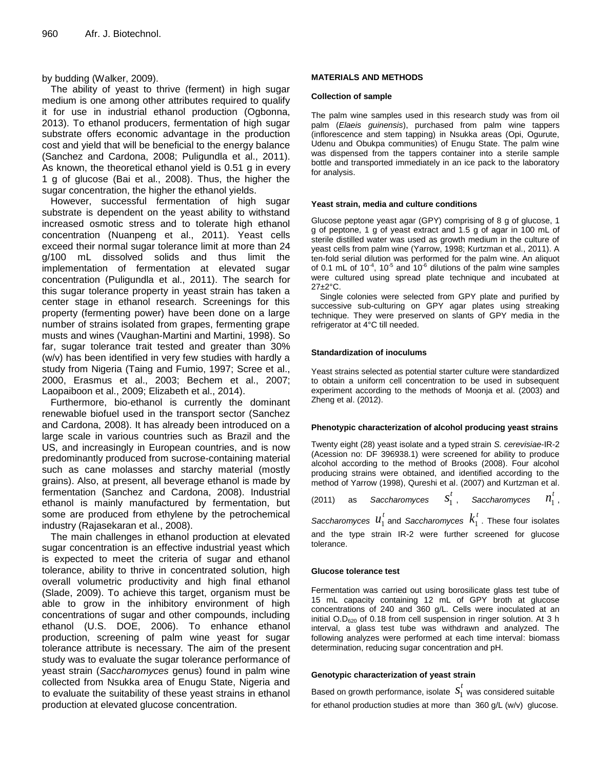by budding (Walker, 2009).

The ability of yeast to thrive (ferment) in high sugar medium is one among other attributes required to qualify it for use in industrial ethanol production (Ogbonna, 2013). To ethanol producers, fermentation of high sugar substrate offers economic advantage in the production cost and yield that will be beneficial to the energy balance (Sanchez and Cardona, 2008; Puligundla et al., 2011). As known, the theoretical ethanol yield is 0.51 g in every 1 g of glucose (Bai et al., 2008). Thus, the higher the sugar concentration, the higher the ethanol yields.

However, successful fermentation of high sugar substrate is dependent on the yeast ability to withstand increased osmotic stress and to tolerate high ethanol concentration (Nuanpeng et al., 2011). Yeast cells exceed their normal sugar tolerance limit at more than 24 g/100 mL dissolved solids and thus limit the implementation of fermentation at elevated sugar concentration (Puligundla et al., 2011). The search for this sugar tolerance property in yeast strain has taken a center stage in ethanol research. Screenings for this property (fermenting power) have been done on a large number of strains isolated from grapes, fermenting grape musts and wines (Vaughan-Martini and Martini, 1998). So far, sugar tolerance trait tested and greater than 30% (w/v) has been identified in very few studies with hardly a study from Nigeria (Taing and Fumio, 1997; Scree et al., 2000, Erasmus et al., 2003; Bechem et al., 2007; Laopaiboon et al., 2009; Elizabeth et al., 2014).

Furthermore, bio-ethanol is currently the dominant renewable biofuel used in the transport sector (Sanchez and Cardona, 2008). It has already been introduced on a large scale in various countries such as Brazil and the US, and increasingly in European countries, and is now predominantly produced from sucrose-containing material such as cane molasses and starchy material (mostly grains). Also, at present, all beverage ethanol is made by fermentation (Sanchez and Cardona, 2008). Industrial ethanol is mainly manufactured by fermentation, but some are produced from ethylene by the petrochemical industry (Rajasekaran et al., 2008).

The main challenges in ethanol production at elevated sugar concentration is an effective industrial yeast which is expected to meet the criteria of sugar and ethanol tolerance, ability to thrive in concentrated solution, high overall volumetric productivity and high final ethanol (Slade, 2009). To achieve this target, organism must be able to grow in the inhibitory environment of high concentrations of sugar and other compounds, including ethanol (U.S. DOE, 2006). To enhance ethanol production, screening of palm wine yeast for sugar tolerance attribute is necessary. The aim of the present study was to evaluate the sugar tolerance performance of yeast strain (*Saccharomyces* genus) found in palm wine collected from Nsukka area of Enugu State, Nigeria and to evaluate the suitability of these yeast strains in ethanol production at elevated glucose concentration.

## MATERIALS AND METHODS

### Collection of sample

The palm wine samples used in this research study was from oil palm (*Elaeis guinensis*), purchased from palm wine tappers (inflorescence and stem tapping) in Nsukka areas (Opi, Ogurute, Udenu and Obukpa communities) of Enugu State. The palm wine was dispensed from the tappers container into a sterile sample bottle and transported immediately in an ice pack to the laboratory for analysis.

### Yeast strain, media and culture conditions

Glucose peptone yeast agar (GPY) comprising of 8 g of glucose, 1 g of peptone, 1 g of yeast extract and 1.5 g of agar in 100 mL of sterile distilled water was used as growth medium in the culture of yeast cells from palm wine (Yarrow, 1998; Kurtzman et al., 2011). A ten-fold serial dilution was performed for the palm wine. An aliquot of 0.1 mL of $10^{-4}$, $10^{-5}$ and $10^{-6}$ dilutions of the palm wine samples were cultured using spread plate technique and incubated at 27±2°C.

Single colonies were selected from GPY plate and purified by successive sub-culturing on GPY agar plates using streaking technique. They were preserved on slants of GPY media in the refrigerator at 4°C till needed.

### Standardization of inoculums

Yeast strains selected as potential starter culture were standardized to obtain a uniform cell concentration to be used in subsequent experiment according to the methods of Moonja et al. (2003) and Zheng et al. (2012).

### Phenotypic characterization of alcohol producing yeast strains

Twenty eight (28) yeast isolate and a typed strain *S. cerevisiae*-IR-2 (Acession no: DF 396938.1) were screened for ability to produce alcohol according to the method of Brooks (2008). Four alcohol producing strains were obtained, and identified according to the method of Yarrow (1998), Qureshi et al. (2007) and Kurtzman et al. (2011) as *Saccharomyces* $s_1^t$, *Saccharomyces* $n_1^t$, *Saccharomyces* $u_1^t$ and *Saccharomyces* $k_1^t$. These four isolates and the type strain IR-2 were further screened for glucose tolerance.

### Glucose tolerance test

Fermentation was carried out using borosilicate glass test tube of 15 mL capacity containing 12 mL of GPY broth at glucose concentrations of 240 and 360 g/L. Cells were inoculated at an initial $O.D_{620}$ of 0.18 from cell suspension in ringer solution. At 3 h interval, a glass test tube was withdrawn and analyzed. The following analyzes were performed at each time interval: biomass determination, reducing sugar concentration and pH.

### Genotypic characterization of yeast strain

Based on growth performance, isolate $s_1^t$ was considered suitable for ethanol production studies at more than 360 g/L (w/v) glucose.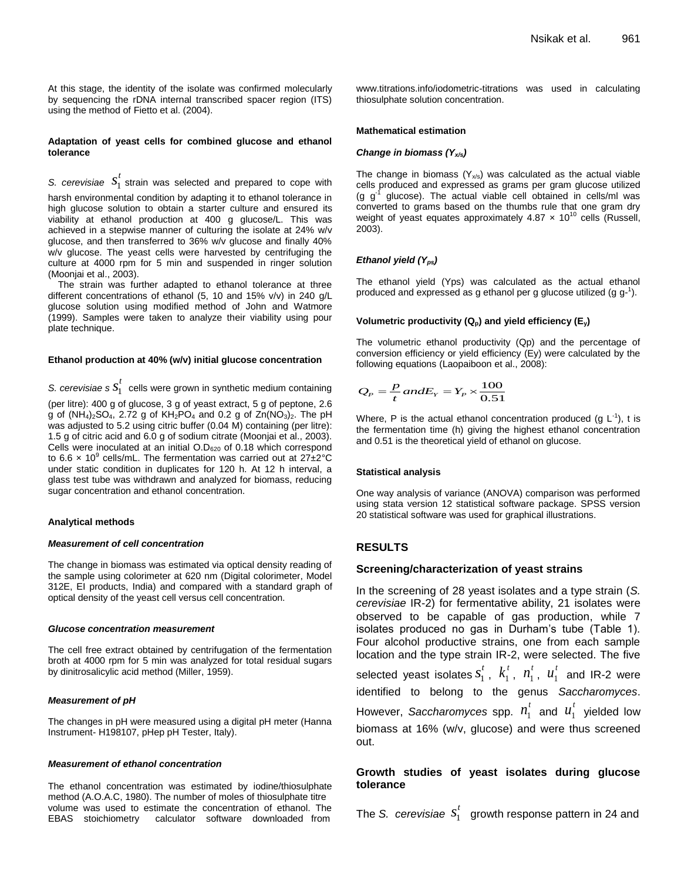At this stage, the identity of the isolate was confirmed molecularly by sequencing the rDNA internal transcribed spacer region (ITS) using the method of Fietto et al. (2004).

### Adaptation of yeast cells for combined glucose and ethanol tolerance

*S. cerevisiae* $S_1^t$ strain was selected and prepared to cope with harsh environmental condition by adapting it to ethanol tolerance in high glucose solution to obtain a starter culture and ensured its viability at ethanol production at 400 g glucose/L. This was achieved in a stepwise manner of culturing the isolate at 24% w/v glucose, and then transferred to 36% w/v glucose and finally 40% w/v glucose. The yeast cells were harvested by centrifuging the culture at 4000 rpm for 5 min and suspended in ringer solution (Moonjai et al., 2003).

The strain was further adapted to ethanol tolerance at three different concentrations of ethanol (5, 10 and 15% v/v) in 240 g/L glucose solution using modified method of John and Watmore (1999). Samples were taken to analyze their viability using pour plate technique.

### Ethanol production at 40% (w/v) initial glucose concentration

*S. cerevisiae s* $S_1^t$ cells were grown in synthetic medium containing (per litre): 400 g of glucose, 3 g of yeast extract, 5 g of peptone, 2.6 g of $(NH_4)_2SO_4$, 2.72 g of $KH_2PO_4$ and 0.2 g of $Zn(NO_3)_2$. The pH was adjusted to 5.2 using citric buffer (0.04 M) containing (per litre): 1.5 g of citric acid and 6.0 g of sodium citrate (Moonjai et al., 2003). Cells were inoculated at an initial $O.D_{620}$ of 0.18 which correspond to $6.6 \times 10^9$ cells/mL. The fermentation was carried out at 27±2°C under static condition in duplicates for 120 h. At 12 h interval, a glass test tube was withdrawn and analyzed for biomass, reducing sugar concentration and ethanol concentration.

### Analytical methods

#### *Measurement of cell concentration*

The change in biomass was estimated via optical density reading of the sample using colorimeter at 620 nm (Digital colorimeter, Model 312E, EI products, India) and compared with a standard graph of optical density of the yeast cell versus cell concentration.

#### *Glucose concentration measurement*

The cell free extract obtained by centrifugation of the fermentation broth at 4000 rpm for 5 min was analyzed for total residual sugars by dinitrosalicylic acid method (Miller, 1959).

#### *Measurement of pH*

The changes in pH were measured using a digital pH meter (Hanna Instrument- H198107, pHep pH Tester, Italy).

#### *Measurement of ethanol concentration*

The ethanol concentration was estimated by iodine/thiosulphate method (A.O.A.C, 1980). The number of moles of thiosulphate titre volume was used to estimate the concentration of ethanol. The EBAS stoichiometry calculator software downloaded from www.titrations.info/iodometric-titrations was used in calculating thiosulphate solution concentration.

### Mathematical estimation

#### *Change in biomass ($Y_{x/s}$)*

The change in biomass ($Y_{x/s}$) was calculated as the actual viable cells produced and expressed as grams per gram glucose utilized (g $g^{-1}$ glucose). The actual viable cell obtained in cells/ml was converted to grams based on the thumbs rule that one gram dry weight of yeast equates approximately $4.87 \times 10^{10}$ cells (Russell, 2003).

#### *Ethanol yield ($Y_{ps}$)*

The ethanol yield (Yps) was calculated as the actual ethanol produced and expressed as g ethanol per g glucose utilized (g $g^{-1}$).

#### Volumetric productivity ($Q_p$) and yield efficiency ($E_y$)

The volumetric ethanol productivity (Qp) and the percentage of conversion efficiency or yield efficiency (Ey) were calculated by the following equations (Laopaiboon et al., 2008):

$$Q_P = \frac{P}{t} \, and E_Y = Y_P \times \frac{100}{0.51}$$

Where, P is the actual ethanol concentration produced (g $L^{-1}$), t is the fermentation time (h) giving the highest ethanol concentration and 0.51 is the theoretical yield of ethanol on glucose.

### Statistical analysis

One way analysis of variance (ANOVA) comparison was performed using stata version 12 statistical software package. SPSS version 20 statistical software was used for graphical illustrations.

## RESULTS

### Screening/characterization of yeast strains

In the screening of 28 yeast isolates and a type strain (*S. cerevisiae* IR-2) for fermentative ability, 21 isolates were observed to be capable of gas production, while 7 isolates produced no gas in Durham's tube (Table 1). Four alcohol productive strains, one from each sample location and the type strain IR-2, were selected. The five selected yeast isolates $S_1^t$, $k_1^t$, $n_1^t$, $u_1^t$ and IR-2 were identified to belong to the genus *Saccharomyces*. However, *Saccharomyces* spp. $n_1^t$ and $u_1^t$ yielded low biomass at 16% (w/v, glucose) and were thus screened out.

### Growth studies of yeast isolates during glucose tolerance

The *S. cerevisiae* $S_1^t$ growth response pattern in 24 and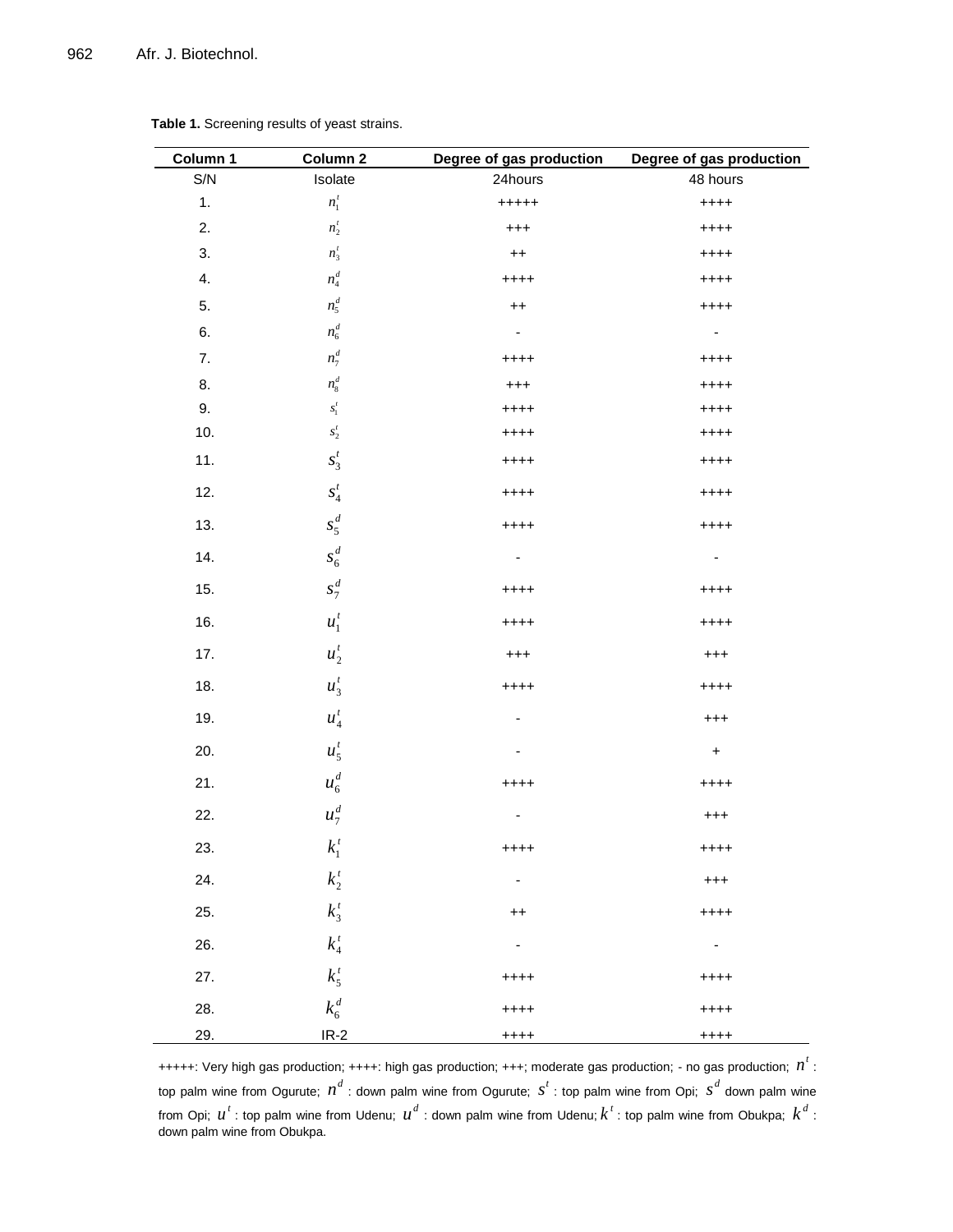**Table 1.** Screening results of yeast strains.

| Column 1 | Column 2 | Degree of gas production | Degree of gas production |
|---|---|---|---|
| S/N | Isolate | 24hours | 48 hours |
| 1. | $n_1^t$ | +++++ | ++++ |
| 2. | $n_2^t$ | +++ | ++++ |
| 3. | $n_3^t$ | ++ | ++++ |
| 4. | $n_4^d$ | ++++ | ++++ |
| 5. | $n_5^d$ | ++ | ++++ |
| 6. | $n_6^d$ | - | - |
| 7. | $n_7^d$ | ++++ | ++++ |
| 8. | $n_8^d$ | +++ | ++++ |
| 9. | $s_1^t$ | ++++ | ++++ |
| 10. | $s_2^t$ | ++++ | ++++ |
| 11. | $s_3^t$ | ++++ | ++++ |
| 12. | $s_4^t$ | ++++ | ++++ |
| 13. | $s_5^d$ | ++++ | ++++ |
| 14. | $s_6^d$ | - | - |
| 15. | $s_7^d$ | ++++ | ++++ |
| 16. | $u_1^t$ | ++++ | ++++ |
| 17. | $u_2^t$ | +++ | +++ |
| 18. | $u_3^t$ | ++++ | ++++ |
| 19. | $u_4^t$ | - | +++ |
| 20. | $u_5^t$ | - | + |
| 21. | $u_6^d$ | ++++ | ++++ |
| 22. | $u_7^d$ | - | +++ |
| 23. | $k_1^t$ | ++++ | ++++ |
| 24. | $k_2^t$ | - | +++ |
| 25. | $k_3^t$ | ++ | ++++ |
| 26. | $k_4^t$ | - | - |
| 27. | $k_5^t$ | ++++ | ++++ |
| 28. | $k_6^d$ | ++++ | ++++ |
| 29. | IR-2 | ++++ | ++++ |

+++++: Very high gas production; ++++: high gas production; +++; moderate gas production; - no gas production; $n^t$ : top palm wine from Ogurute; $n^d$ : down palm wine from Ogurute; $s^t$ : top palm wine from Opi; $s^d$ down palm wine from Opi; $u^t$ : top palm wine from Udenu; $u^d$ : down palm wine from Udenu; $k^t$ : top palm wine from Obukpa; $k^d$ : down palm wine from Obukpa.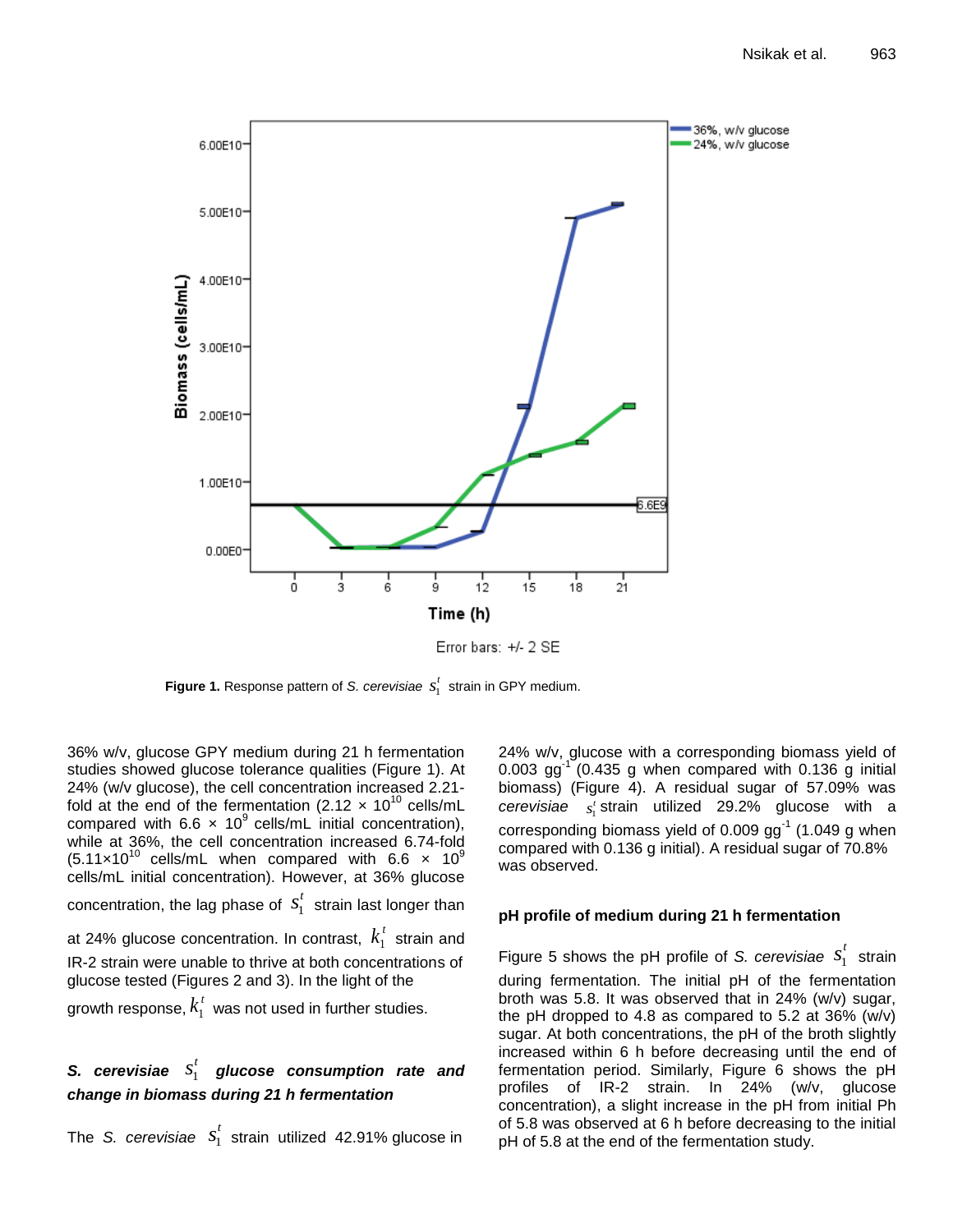Error bars: +/- 2 SE

**Figure 1.** Response pattern of *S. cerevisiae* $s_1^t$ strain in GPY medium.

36% w/v, glucose GPY medium during 21 h fermentation studies showed glucose tolerance qualities (Figure 1). At 24% (w/v glucose), the cell concentration increased 2.21-fold at the end of the fermentation ($2.12 \times 10^{10}$ cells/mL compared with $6.6 \times 10^9$ cells/mL initial concentration), while at 36%, the cell concentration increased 6.74-fold ($5.11 \times 10^{10}$ cells/mL when compared with $6.6 \times 10^9$ cells/mL initial concentration). However, at 36% glucose concentration, the lag phase of $s_1^t$ strain last longer than at 24% glucose concentration. In contrast, $k_1^t$ strain and IR-2 strain were unable to thrive at both concentrations of glucose tested (Figures 2 and 3). In the light of the growth response, $k_1^t$ was not used in further studies.

### *S. cerevisiae* $s_1^t$ glucose consumption rate and change in biomass during 21 h fermentation

The *S. cerevisiae* $s_1^t$ strain utilized 42.91% glucose in 24% w/v, glucose with a corresponding biomass yield of 0.003 $gg^{-1}$ (0.435 g when compared with 0.136 g initial biomass) (Figure 4). A residual sugar of 57.09% was *cerevisiae* $s_1^t$ strain utilized 29.2% glucose with a corresponding biomass yield of 0.009 $gg^{-1}$ (1.049 g when compared with 0.136 g initial). A residual sugar of 70.8% was observed.

### pH profile of medium during 21 h fermentation

Figure 5 shows the pH profile of *S. cerevisiae* $s_1^t$ strain during fermentation. The initial pH of the fermentation broth was 5.8. It was observed that in 24% (w/v) sugar, the pH dropped to 4.8 as compared to 5.2 at 36% (w/v) sugar. At both concentrations, the pH of the broth slightly increased within 6 h before decreasing until the end of fermentation period. Similarly, Figure 6 shows the pH profiles of IR-2 strain. In 24% (w/v, glucose concentration), a slight increase in the pH from initial Ph of 5.8 was observed at 6 h before decreasing to the initial pH of 5.8 at the end of the fermentation study.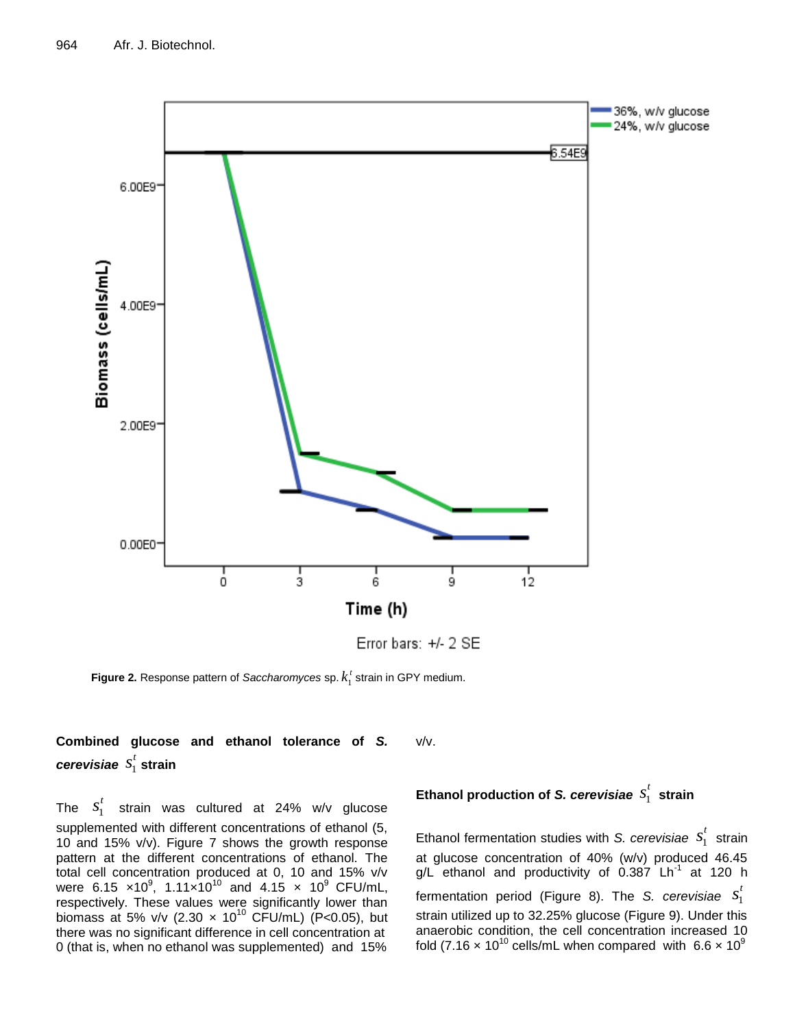Figure 2. Response pattern of *Saccharomyces* sp. $k_1^t$ strain in GPY medium.

### Combined glucose and ethanol tolerance of *S. cerevisiae* $S_1^t$ strain

The $S_1^t$ strain was cultured at 24% w/v glucose supplemented with different concentrations of ethanol (5, 10 and 15% v/v). Figure 7 shows the growth response pattern at the different concentrations of ethanol. The total cell concentration produced at 0, 10 and 15% v/v were $6.15 \times 10^9$, $1.11 \times 10^{10}$ and $4.15 \times 10^9$ CFU/mL, respectively. These values were significantly lower than biomass at 5% v/v ($2.30 \times 10^{10}$ CFU/mL) ($P<0.05$), but there was no significant difference in cell concentration at 0 (that is, when no ethanol was supplemented) and 15% v/v.

### Ethanol production of *S. cerevisiae* $S_1^t$ strain

Ethanol fermentation studies with *S. cerevisiae* $S_1^t$ strain at glucose concentration of 40% (w/v) produced 46.45 g/L ethanol and productivity of 0.387 $Lh^{-1}$ at 120 h fermentation period (Figure 8). The *S. cerevisiae* $S_1^t$ strain utilized up to 32.25% glucose (Figure 9). Under this anaerobic condition, the cell concentration increased 10 fold ($7.16 \times 10^{10}$ cells/mL when compared with $6.6 \times 10^9$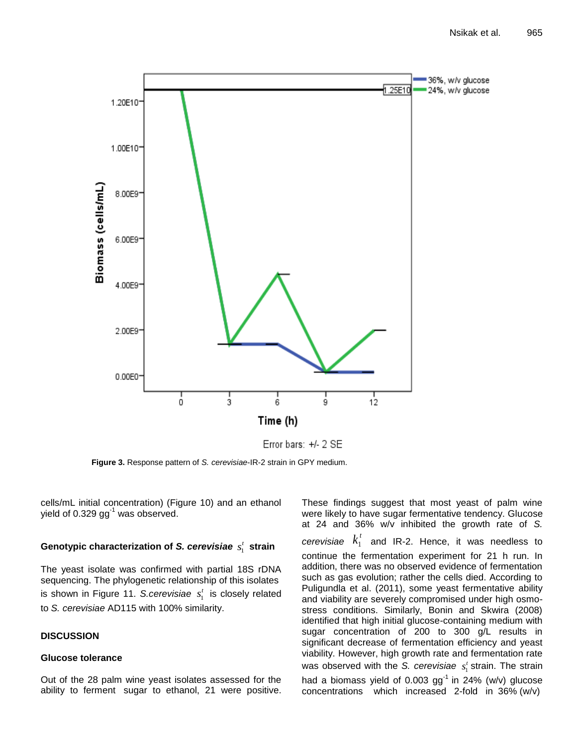Error bars: +/- 2 SE

**Figure 3.** Response pattern of *S. cerevisiae*-IR-2 strain in GPY medium.

cells/mL initial concentration) (Figure 10) and an ethanol yield of 0.329 $gg^{-1}$ was observed.

### Genotypic characterization of *S. cerevisiae* $s_1^t$ strain

The yeast isolate was confirmed with partial 18S rDNA sequencing. The phylogenetic relationship of this isolates is shown in Figure 11. *S.cerevisiae* $s_1^t$ is closely related to *S. cerevisiae* AD115 with 100% similarity.

## DISCUSSION

### Glucose tolerance

Out of the 28 palm wine yeast isolates assessed for the ability to ferment sugar to ethanol, 21 were positive. These findings suggest that most yeast of palm wine were likely to have sugar fermentative tendency. Glucose at 24 and 36% w/v inhibited the growth rate of *S. cerevisiae* $k_1^t$ and IR-2. Hence, it was needless to continue the fermentation experiment for 21 h run. In addition, there was no observed evidence of fermentation such as gas evolution; rather the cells died. According to Puligundla et al. (2011), some yeast fermentative ability and viability are severely compromised under high osmo-stress conditions. Similarly, Bonin and Skwira (2008) identified that high initial glucose-containing medium with sugar concentration of 200 to 300 g/L results in significant decrease of fermentation efficiency and yeast viability. However, high growth rate and fermentation rate was observed with the *S. cerevisiae* $s_1^t$ strain. The strain had a biomass yield of 0.003 $gg^{-1}$ in 24% (w/v) glucose concentrations which increased 2-fold in 36% (w/v)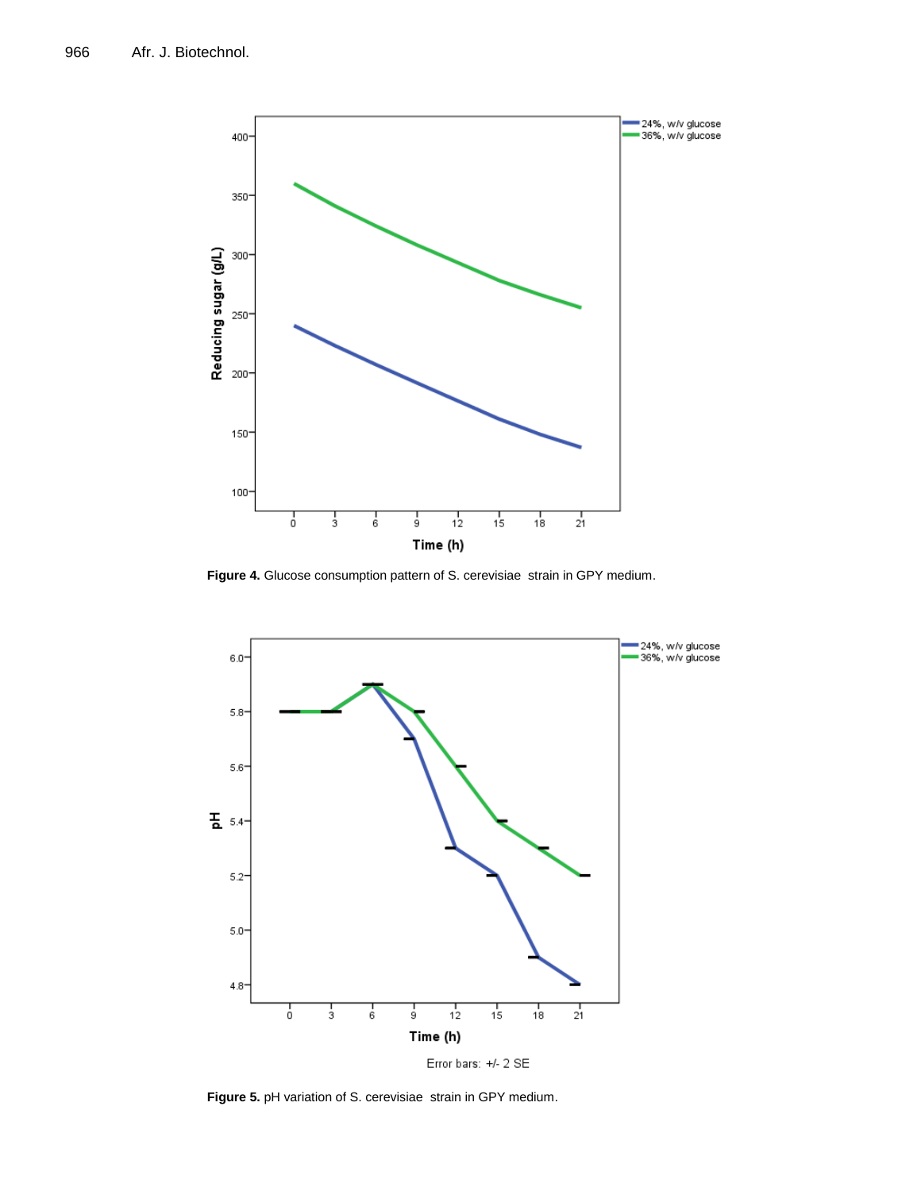**Figure 4.** Glucose consumption pattern of S. cerevisiae strain in GPY medium.

**Figure 5.** pH variation of S. cerevisiae strain in GPY medium.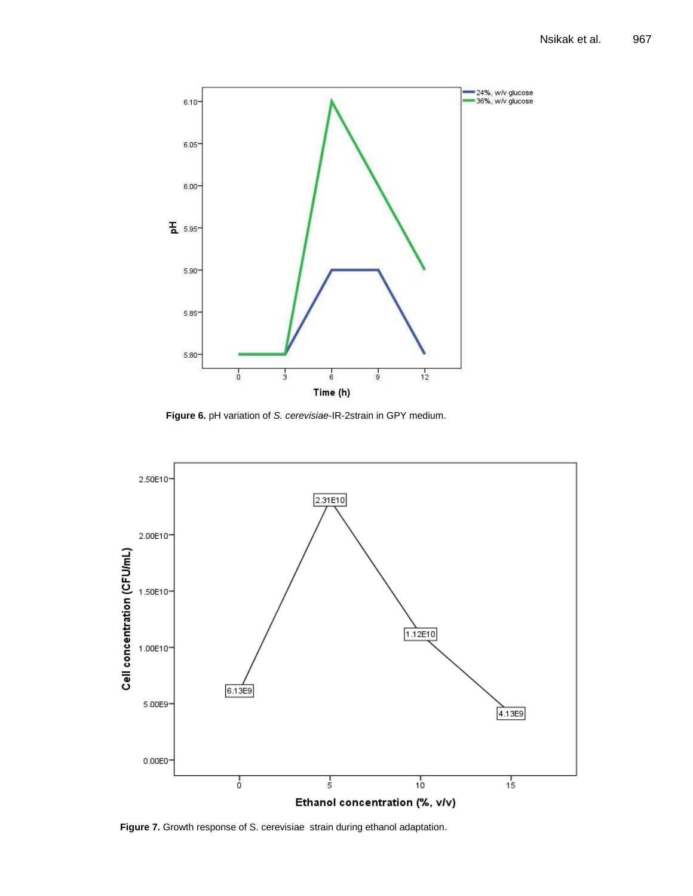**Figure 6.** pH variation of *S. cerevisiae*-IR-2strain in GPY medium.

**Figure 7.** Growth response of S. cerevisiae strain during ethanol adaptation.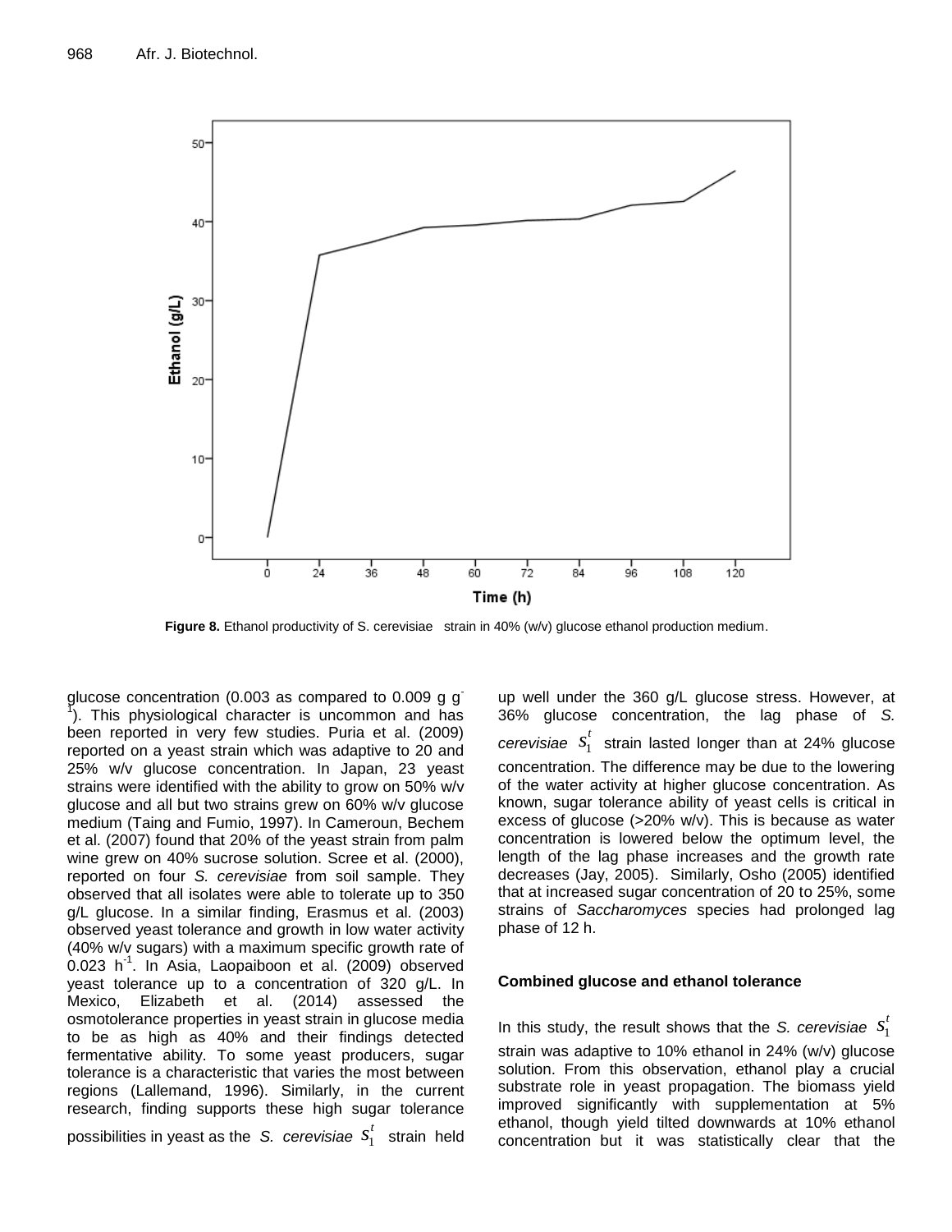**Figure 8.** Ethanol productivity of S. cerevisiae strain in 40% (w/v) glucose ethanol production medium.

glucose concentration (0.003 as compared to 0.009 g g$^{-1}$). This physiological character is uncommon and has been reported in very few studies. Puria et al. (2009) reported on a yeast strain which was adaptive to 20 and 25% w/v glucose concentration. In Japan, 23 yeast strains were identified with the ability to grow on 50% w/v glucose and all but two strains grew on 60% w/v glucose medium (Taing and Fumio, 1997). In Cameroun, Bechem et al. (2007) found that 20% of the yeast strain from palm wine grew on 40% sucrose solution. Scree et al. (2000), reported on four *S. cerevisiae* from soil sample. They observed that all isolates were able to tolerate up to 350 g/L glucose. In a similar finding, Erasmus et al. (2003) observed yeast tolerance and growth in low water activity (40% w/v sugars) with a maximum specific growth rate of 0.023 h$^{-1}$. In Asia, Laopaiboon et al. (2009) observed yeast tolerance up to a concentration of 320 g/L. In Mexico, Elizabeth et al. (2014) assessed the osmotolerance properties in yeast strain in glucose media to be as high as 40% and their findings detected fermentative ability. To some yeast producers, sugar tolerance is a characteristic that varies the most between regions (Lallemand, 1996). Similarly, in the current research, finding supports these high sugar tolerance possibilities in yeast as the *S. cerevisiae* $S_1^t$ strain held up well under the 360 g/L glucose stress. However, at 36% glucose concentration, the lag phase of *S. cerevisiae* $S_1^t$ strain lasted longer than at 24% glucose concentration. The difference may be due to the lowering of the water activity at higher glucose concentration. As known, sugar tolerance ability of yeast cells is critical in excess of glucose (>20% w/v). This is because as water concentration is lowered below the optimum level, the length of the lag phase increases and the growth rate decreases (Jay, 2005). Similarly, Osho (2005) identified that at increased sugar concentration of 20 to 25%, some strains of *Saccharomyces* species had prolonged lag phase of 12 h.

### Combined glucose and ethanol tolerance

In this study, the result shows that the *S. cerevisiae* $S_1^t$ strain was adaptive to 10% ethanol in 24% (w/v) glucose solution. From this observation, ethanol play a crucial substrate role in yeast propagation. The biomass yield improved significantly with supplementation at 5% ethanol, though yield tilted downwards at 10% ethanol concentration but it was statistically clear that the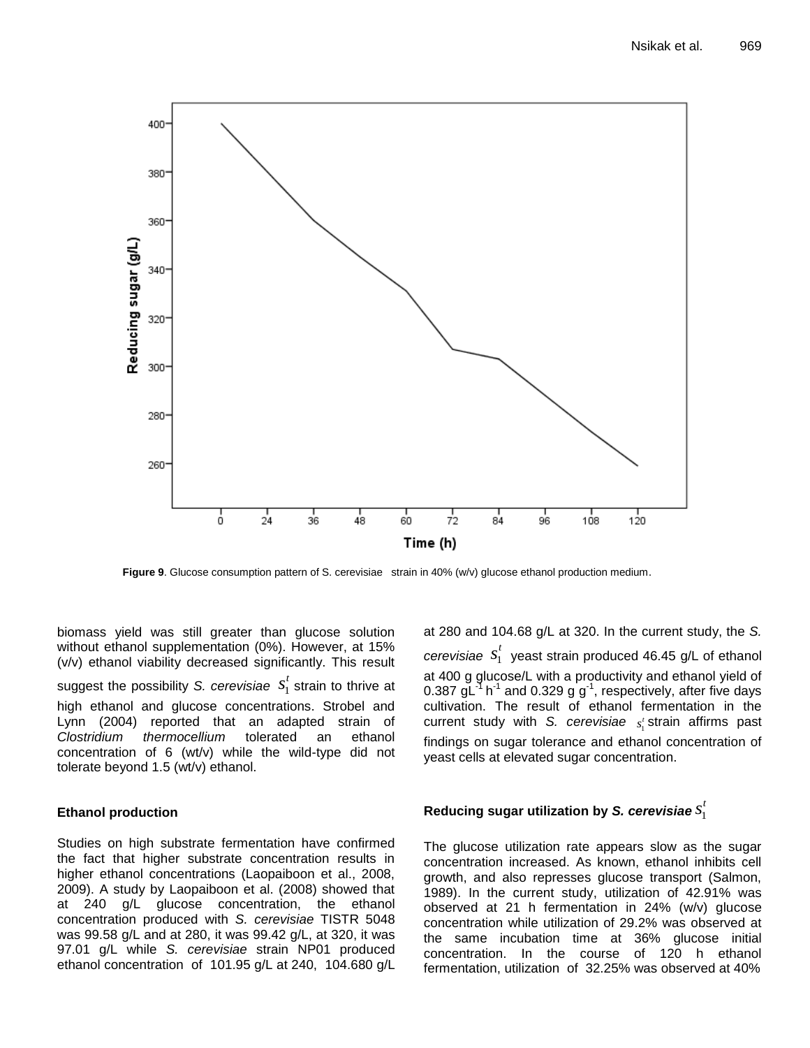**Figure 9**. Glucose consumption pattern of S. cerevisiae strain in 40% (w/v) glucose ethanol production medium.

biomass yield was still greater than glucose solution without ethanol supplementation (0%). However, at 15% (v/v) ethanol viability decreased significantly. This result suggest the possibility *S. cerevisiae* $S_1^t$ strain to thrive at high ethanol and glucose concentrations. Strobel and Lynn (2004) reported that an adapted strain of *Clostridium thermocellium* tolerated an ethanol concentration of 6 (wt/v) while the wild-type did not tolerate beyond 1.5 (wt/v) ethanol.

**Ethanol production**

Studies on high substrate fermentation have confirmed the fact that higher substrate concentration results in higher ethanol concentrations (Laopaiboon et al., 2008, 2009). A study by Laopaiboon et al. (2008) showed that at 240 g/L glucose concentration, the ethanol concentration produced with *S. cerevisiae* TISTR 5048 was 99.58 g/L and at 280, it was 99.42 g/L, at 320, it was 97.01 g/L while *S. cerevisiae* strain NP01 produced ethanol concentration of 101.95 g/L at 240, 104.680 g/L at 280 and 104.68 g/L at 320. In the current study, the *S. cerevisiae* $S_1^t$ yeast strain produced 46.45 g/L of ethanol at 400 g glucose/L with a productivity and ethanol yield of 0.387 $gL^{-1}$ $h^{-1}$ and 0.329 g $g^{-1}$, respectively, after five days cultivation. The result of ethanol fermentation in the current study with *S. cerevisiae* $s_1^t$ strain affirms past findings on sugar tolerance and ethanol concentration of yeast cells at elevated sugar concentration.

**Reducing sugar utilization by *S. cerevisiae* $S_1^t$**

The glucose utilization rate appears slow as the sugar concentration increased. As known, ethanol inhibits cell growth, and also represses glucose transport (Salmon, 1989). In the current study, utilization of 42.91% was observed at 21 h fermentation in 24% (w/v) glucose concentration while utilization of 29.2% was observed at the same incubation time at 36% glucose initial concentration. In the course of 120 h ethanol fermentation, utilization of 32.25% was observed at 40%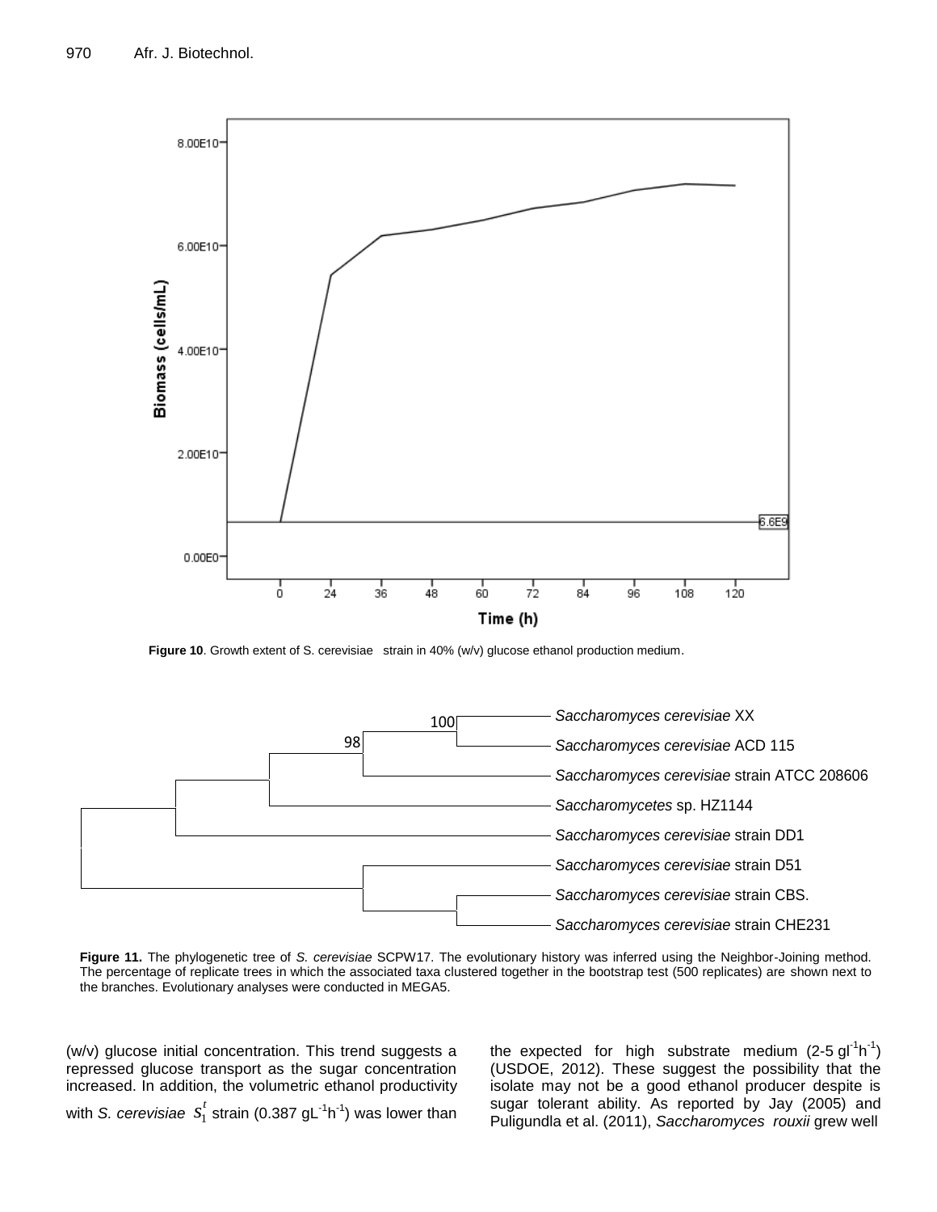Figure 10. Growth extent of S. cerevisiae strain in 40% (w/v) glucose ethanol production medium.

Figure 11. The phylogenetic tree of *S. cerevisiae* SCPW17. The evolutionary history was inferred using the Neighbor-Joining method. The percentage of replicate trees in which the associated taxa clustered together in the bootstrap test (500 replicates) are shown next to the branches. Evolutionary analyses were conducted in MEGA5.

(w/v) glucose initial concentration. This trend suggests a repressed glucose transport as the sugar concentration increased. In addition, the volumetric ethanol productivity with *S. cerevisiae* $S_1^t$ strain (0.387 $gL^{-1}h^{-1}$) was lower than the expected for high substrate medium (2-5 $gl^{-1}h^{-1}$) (USDOE, 2012). These suggest the possibility that the isolate may not be a good ethanol producer despite is sugar tolerant ability. As reported by Jay (2005) and Puligundla et al. (2011), *Saccharomyces rouxii* grew well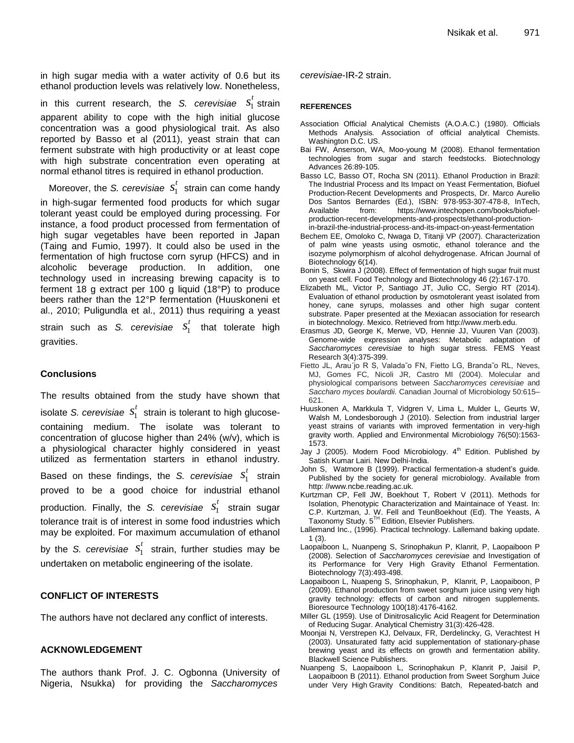in high sugar media with a water activity of 0.6 but its ethanol production levels was relatively low. Nonetheless, in this current research, the *S. cerevisiae* $S_1^t$ strain apparent ability to cope with the high initial glucose concentration was a good physiological trait. As also reported by Basso et al (2011), yeast strain that can ferment substrate with high productivity or at least cope with high substrate concentration even operating at normal ethanol titres is required in ethanol production.

Moreover, the *S. cerevisiae* $S_1^t$ strain can come handy in high-sugar fermented food products for which sugar tolerant yeast could be employed during processing. For instance, a food product processed from fermentation of high sugar vegetables have been reported in Japan (Taing and Fumio, 1997). It could also be used in the fermentation of high fructose corn syrup (HFCS) and in alcoholic beverage production. In addition, one technology used in increasing brewing capacity is to ferment 18 g extract per 100 g liquid (18°P) to produce beers rather than the 12°P fermentation (Huuskoneni et al., 2010; Puligundla et al., 2011) thus requiring a yeast strain such as *S. cerevisiae* $S_1^t$ that tolerate high gravities.

## Conclusions

The results obtained from the study have shown that isolate *S. cerevisiae* $S_1^t$ strain is tolerant to high glucose-containing medium. The isolate was tolerant to concentration of glucose higher than 24% (w/v), which is a physiological character highly considered in yeast utilized as fermentation starters in ethanol industry. Based on these findings, the *S. cerevisiae* $S_1^t$ strain proved to be a good choice for industrial ethanol production. Finally, the *S. cerevisiae* $S_1^t$ strain sugar tolerance trait is of interest in some food industries which may be exploited. For maximum accumulation of ethanol by the *S. cerevisiae* $S_1^t$ strain, further studies may be undertaken on metabolic engineering of the isolate.

## CONFLICT OF INTERESTS

The authors have not declared any conflict of interests.

## ACKNOWLEDGEMENT

The authors thank Prof. J. C. Ogbonna (University of Nigeria, Nsukka) for providing the *Saccharomyces cerevisiae*-IR-2 strain.

## REFERENCES

Association Official Analytical Chemists (A.O.A.C.) (1980). Officials Methods Analysis. Association of official analytical Chemists. Washington D.C. US.

Bai FW, Anserson, WA, Moo-young M (2008). Ethanol fermentation technologies from sugar and starch feedstocks. Biotechnology Advances 26:89-105.

Basso LC, Basso OT, Rocha SN (2011). Ethanol Production in Brazil: The Industrial Process and Its Impact on Yeast Fermentation, Biofuel Production-Recent Developments and Prospects, Dr. Marco Aurelio Dos Santos Bernardes (Ed.), ISBN: 978-953-307-478-8, InTech, Available from: https://www.intechopen.com/books/biofuel-production-recent-developments-and-prospects/ethanol-production-in-brazil-the-industrial-process-and-its-impact-on-yeast-fermentation

Bechem EE, Omoloko C, Nwaga D, Titanji VP (2007). Characterization of palm wine yeasts using osmotic, ethanol tolerance and the isozyme polymorphism of alcohol dehydrogenase. African Journal of Biotechnology 6(14).

Bonin S, Skwira J (2008). Effect of fermentation of high sugar fruit must on yeast cell. Food Technology and Biotechnology 46 (2):167-170.

Elizabeth ML, Victor P, Santiago JT, Julio CC, Sergio RT (2014). Evaluation of ethanol production by osmotolerant yeast isolated from honey, cane syrups, molasses and other high sugar content substrate. Paper presented at the Mexiacan association for research in biotechnology. Mexico. Retrieved from http://www.merb.edu.

Erasmus JD, George K, Merwe, VD, Hennie JJ, Vuuren Van (2003). Genome-wide expression analyses: Metabolic adaptation of *Saccharomyces cerevisiae* to high sugar stress. FEMS Yeast Research 3(4):375-399.

Fietto JL, Arau´jo R S, Valada˜o FN, Fietto LG, Branda˜o RL, Neves, MJ, Gomes FC, Nicoli JR, Castro MI (2004). Molecular and physiological comparisons between *Saccharomyces cerevisiae* and *Saccharo myces boulardii.* Canadian Journal of Microbiology 50:615–621.

Huuskonen A, Markkula T, Vidgren V, Lima L, Mulder L, Geurts W, Walsh M, Londesborough J (2010). Selection from industrial larger yeast strains of variants with improved fermentation in very-high gravity worth. Applied and Environmental Microbiology 76(50):1563-1573.

Jay J (2005). Modern Food Microbiology. 4th Edition. Published by Satish Kumar Lairi. New Delhi-India.

John S, Watmore B (1999). Practical fermentation-a student's guide. Published by the society for general microbiology. Available from http: //www.ncbe.reading.ac.uk.

Kurtzman CP, Fell JW, Boekhout T, Robert V (2011). Methods for Isolation, Phenotypic Characterization and Maintainace of Yeast. In: C.P. Kurtzman, J. W. Fell and TeunBoekhout (Ed). The Yeasts, A Taxonomy Study. 5TH Edition, Elsevier Publishers.

Lallemand Inc., (1996). Practical technology. Lallemand baking update. 1 (3).

Laopaiboon L, Nuanpeng S, Srinophakun P, Klanrit, P, Laopaiboon P (2008). Selection of *Saccharomyces cerevisiae* and Investigation of its Performance for Very High Gravity Ethanol Fermentation. Biotechnology 7(3):493-498.

Laopaiboon L, Nuapeng S, Srinophakun, P, Klanrit, P, Laopaiboon, P (2009). Ethanol production from sweet sorghum juice using very high gravity technology: effects of carbon and nitrogen supplements. Bioresource Technology 100(18):4176-4162.

Miller GL (1959). Use of Dinitrosalicylic Acid Reagent for Determination of Reducing Sugar. Analytical Chemistry 31(3):426-428.

Moonjai N, Verstrepen KJ, Delvaux, FR, Derdelincky, G, Verachtest H (2003). Unsaturated fatty acid supplementation of stationary-phase brewing yeast and its effects on growth and fermentation ability. Blackwell Science Publishers.

Nuanpeng S, Laopaiboon L, Scrinophakun P, Klanrit P, Jaisil P, Laopaiboon B (2011). Ethanol production from Sweet Sorghum Juice under Very High Gravity Conditions: Batch, Repeated-batch and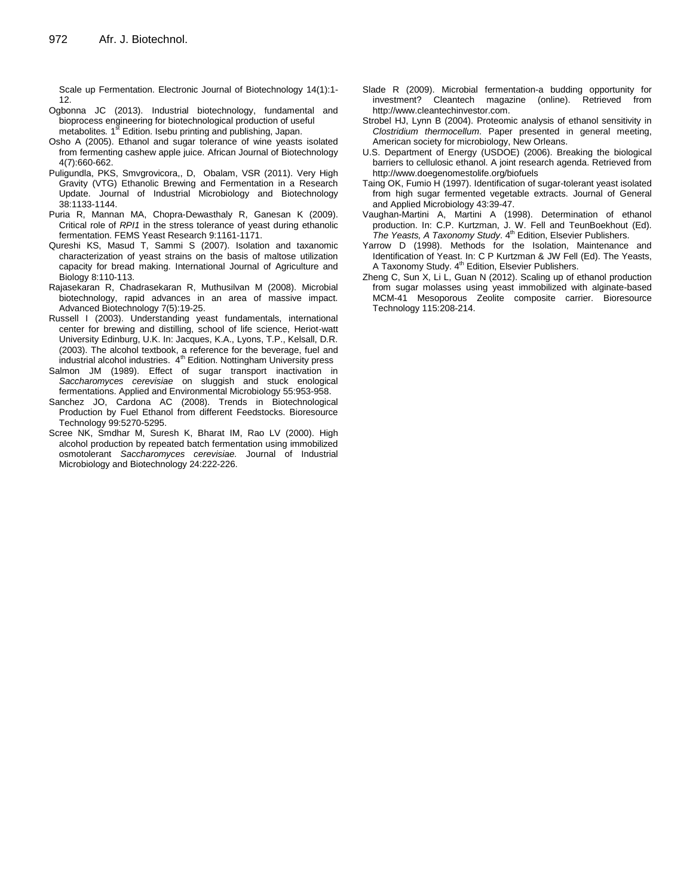Scale up Fermentation. Electronic Journal of Biotechnology 14(1):1-12.

Ogbonna JC (2013). Industrial biotechnology, fundamental and bioprocess engineering for biotechnological production of useful metabolites. 1st Edition. Isebu printing and publishing, Japan.

Osho A (2005). Ethanol and sugar tolerance of wine yeasts isolated from fermenting cashew apple juice. African Journal of Biotechnology 4(7):660-662.

Puligundla, PKS, Smvgrovicora,, D, Obalam, VSR (2011). Very High Gravity (VTG) Ethanolic Brewing and Fermentation in a Research Update. Journal of Industrial Microbiology and Biotechnology 38:1133-1144.

Puria R, Mannan MA, Chopra-Dewasthaly R, Ganesan K (2009). Critical role of *RPI1* in the stress tolerance of yeast during ethanolic fermentation. FEMS Yeast Research 9:1161-1171.

Qureshi KS, Masud T, Sammi S (2007). Isolation and taxanomic characterization of yeast strains on the basis of maltose utilization capacity for bread making. International Journal of Agriculture and Biology 8:110-113.

Rajasekaran R, Chadrasekaran R, Muthusilvan M (2008). Microbial biotechnology, rapid advances in an area of massive impact. Advanced Biotechnology 7(5):19-25.

Russell I (2003). Understanding yeast fundamentals, international center for brewing and distilling, school of life science, Heriot-watt University Edinburg, U.K. In: Jacques, K.A., Lyons, T.P., Kelsall, D.R. (2003). The alcohol textbook, a reference for the beverage, fuel and industrial alcohol industries. 4th Edition. Nottingham University press

Salmon JM (1989). Effect of sugar transport inactivation in *Saccharomyces cerevisiae* on sluggish and stuck enological fermentations. Applied and Environmental Microbiology 55:953-958.

Sanchez JO, Cardona AC (2008). Trends in Biotechnological Production by Fuel Ethanol from different Feedstocks. Bioresource Technology 99:5270-5295.

Scree NK, Smdhar M, Suresh K, Bharat IM, Rao LV (2000). High alcohol production by repeated batch fermentation using immobilized osmotolerant *Saccharomyces cerevisiae.* Journal of Industrial Microbiology and Biotechnology 24:222-226.

Slade R (2009). Microbial fermentation-a budding opportunity for investment? Cleantech magazine (online). Retrieved from http://www.cleantechinvestor.com.

Strobel HJ, Lynn B (2004). Proteomic analysis of ethanol sensitivity in *Clostridium thermocellum*. Paper presented in general meeting, American society for microbiology, New Orleans.

U.S. Department of Energy (USDOE) (2006). Breaking the biological barriers to cellulosic ethanol. A joint research agenda. Retrieved from http://www.doegenomestolife.org/biofuels

Taing OK, Fumio H (1997). Identification of sugar-tolerant yeast isolated from high sugar fermented vegetable extracts. Journal of General and Applied Microbiology 43:39-47.

Vaughan-Martini A, Martini A (1998). Determination of ethanol production. In: C.P. Kurtzman, J. W. Fell and TeunBoekhout (Ed). *The Yeasts, A Taxonomy Study*. 4th Edition, Elsevier Publishers.

Yarrow D (1998). Methods for the Isolation, Maintenance and Identification of Yeast. In: C P Kurtzman & JW Fell (Ed). The Yeasts, A Taxonomy Study. 4th Edition, Elsevier Publishers.

Zheng C, Sun X, Li L, Guan N (2012). Scaling up of ethanol production from sugar molasses using yeast immobilized with alginate-based MCM-41 Mesoporous Zeolite composite carrier. Bioresource Technology 115:208-214.